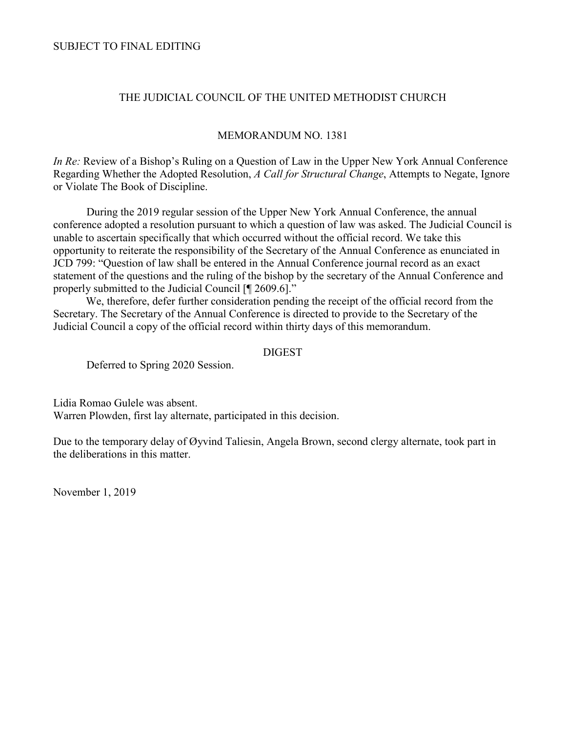SUBJECT TO FINAL EDITING

# THE JUDICIAL COUNCIL OF THE UNITED METHODIST CHURCH

## MEMORANDUM NO. 1381

*In Re:* Review of a Bishop's Ruling on a Question of Law in the Upper New York Annual Conference Regarding Whether the Adopted Resolution, *A Call for Structural Change*, Attempts to Negate, Ignore or Violate The Book of Discipline.

During the 2019 regular session of the Upper New York Annual Conference, the annual conference adopted a resolution pursuant to which a question of law was asked. The Judicial Council is unable to ascertain specifically that which occurred without the official record. We take this opportunity to reiterate the responsibility of the Secretary of the Annual Conference as enunciated in JCD 799: "Question of law shall be entered in the Annual Conference journal record as an exact statement of the questions and the ruling of the bishop by the secretary of the Annual Conference and properly submitted to the Judicial Council [¶ 2609.6]."

We, therefore, defer further consideration pending the receipt of the official record from the Secretary. The Secretary of the Annual Conference is directed to provide to the Secretary of the Judicial Council a copy of the official record within thirty days of this memorandum.

### DIGEST

Deferred to Spring 2020 Session.

Lidia Romao Gulele was absent.
Warren Plowden, first lay alternate, participated in this decision.

Due to the temporary delay of Øyvind Taliesin, Angela Brown, second clergy alternate, took part in the deliberations in this matter.

November 1, 2019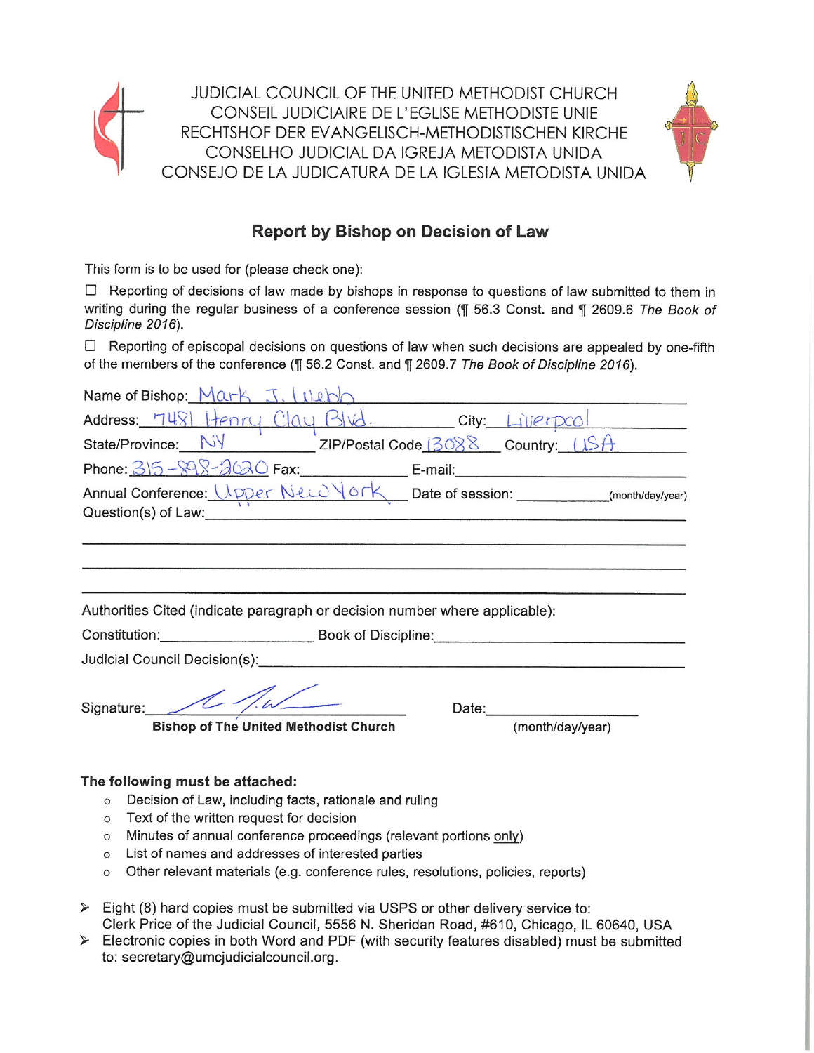JUDICIAL COUNCIL OF THE UNITED METHODIST CHURCH
CONSEIL JUDICIAIRE DE L'EGLISE METHODISTE UNIE
RECHTSHOF DER EVANGELISCH-METHODISTISCHEN KIRCHE
CONSELHO JUDICIAL DA IGREJA METODISTA UNIDA
CONSEJO DE LA JUDICATURA DE LA IGLESIA METODISTA UNIDA

## Report by Bishop on Decision of Law

This form is to be used for (please check one):

☐ Reporting of decisions of law made by bishops in response to questions of law submitted to them in writing during the regular business of a conference session (¶ 56.3 Const. and ¶ 2609.6 *The Book of Discipline 2016*).

☐ Reporting of episcopal decisions on questions of law when such decisions are appealed by one-fifth of the members of the conference (¶ 56.2 Const. and ¶ 2609.7 *The Book of Discipline 2016*).

Name of Bishop: Mark J. Webb

Address: 7481 Henry Clay Blvd. City: Liverpool

State/Province: NY ZIP/Postal Code 13088 Country: USA

Phone: 315-898-2020 Fax: ________ E-mail: ________

Annual Conference: Upper New York Date of session: ________ (month/day/year)

Question(s) of Law: ________

Authorities Cited (indicate paragraph or decision number where applicable):

Constitution: ________ Book of Discipline: ________

Judicial Council Decision(s): ________

Signature: [signature]
**Bishop of The United Methodist Church**

Date: ________ (month/day/year)

**The following must be attached:**

- Decision of Law, including facts, rationale and ruling
- Text of the written request for decision
- Minutes of annual conference proceedings (relevant portions only)
- List of names and addresses of interested parties
- Other relevant materials (e.g. conference rules, resolutions, policies, reports)

➢ Eight (8) hard copies must be submitted via USPS or other delivery service to: Clerk Price of the Judicial Council, 5556 N. Sheridan Road, #610, Chicago, IL 60640, USA

➢ Electronic copies in both Word and PDF (with security features disabled) must be submitted to: secretary@umcjudicialcouncil.org.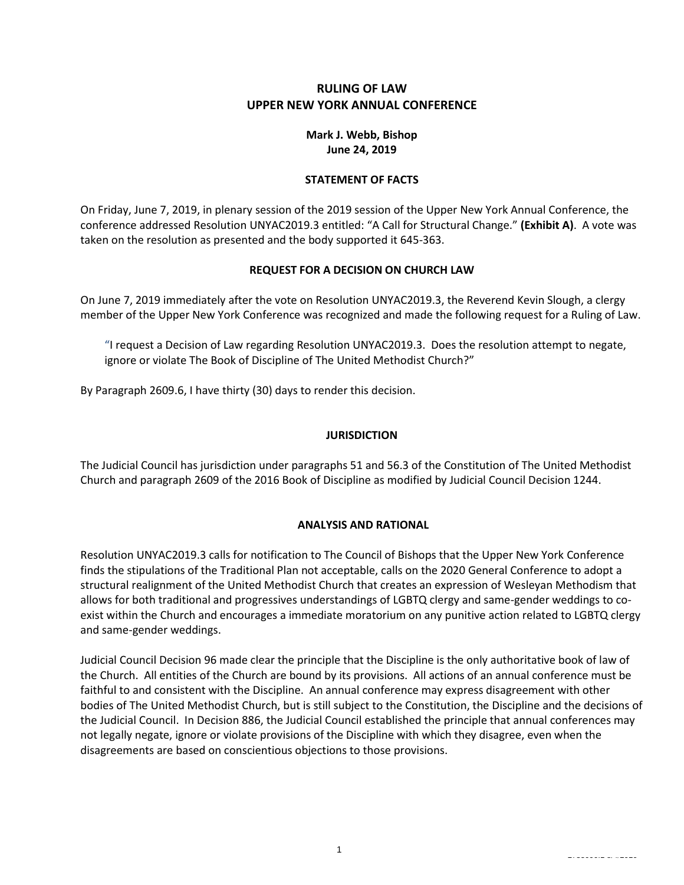# RULING OF LAW
# UPPER NEW YORK ANNUAL CONFERENCE

**Mark J. Webb, Bishop**
**June 24, 2019**

## STATEMENT OF FACTS

On Friday, June 7, 2019, in plenary session of the 2019 session of the Upper New York Annual Conference, the conference addressed Resolution UNYAC2019.3 entitled: "A Call for Structural Change." **(Exhibit A)**. A vote was taken on the resolution as presented and the body supported it 645-363.

## REQUEST FOR A DECISION ON CHURCH LAW

On June 7, 2019 immediately after the vote on Resolution UNYAC2019.3, the Reverend Kevin Slough, a clergy member of the Upper New York Conference was recognized and made the following request for a Ruling of Law.

> "I request a Decision of Law regarding Resolution UNYAC2019.3. Does the resolution attempt to negate, ignore or violate The Book of Discipline of The United Methodist Church?"

By Paragraph 2609.6, I have thirty (30) days to render this decision.

## JURISDICTION

The Judicial Council has jurisdiction under paragraphs 51 and 56.3 of the Constitution of The United Methodist Church and paragraph 2609 of the 2016 Book of Discipline as modified by Judicial Council Decision 1244.

## ANALYSIS AND RATIONAL

Resolution UNYAC2019.3 calls for notification to The Council of Bishops that the Upper New York Conference finds the stipulations of the Traditional Plan not acceptable, calls on the 2020 General Conference to adopt a structural realignment of the United Methodist Church that creates an expression of Wesleyan Methodism that allows for both traditional and progressives understandings of LGBTQ clergy and same-gender weddings to co-exist within the Church and encourages a immediate moratorium on any punitive action related to LGBTQ clergy and same-gender weddings.

Judicial Council Decision 96 made clear the principle that the Discipline is the only authoritative book of law of the Church. All entities of the Church are bound by its provisions. All actions of an annual conference must be faithful to and consistent with the Discipline. An annual conference may express disagreement with other bodies of The United Methodist Church, but is still subject to the Constitution, the Discipline and the decisions of the Judicial Council. In Decision 886, the Judicial Council established the principle that annual conferences may not legally negate, ignore or violate provisions of the Discipline with which they disagree, even when the disagreements are based on conscientious objections to those provisions.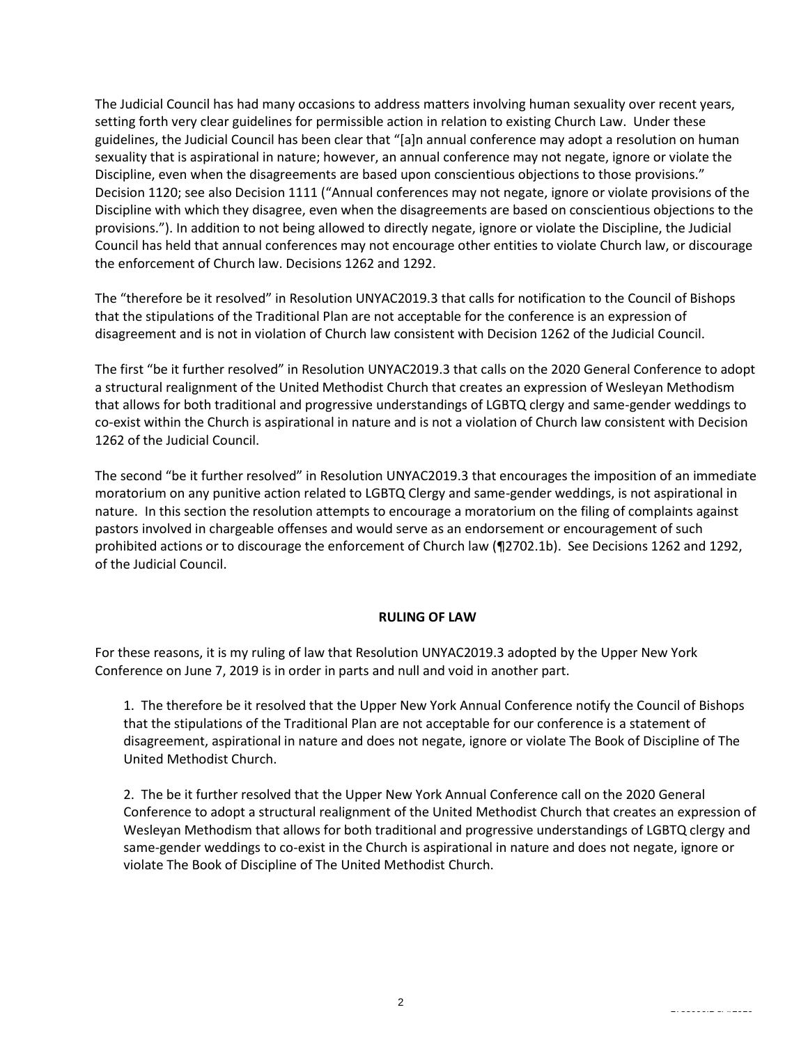The Judicial Council has had many occasions to address matters involving human sexuality over recent years, setting forth very clear guidelines for permissible action in relation to existing Church Law. Under these guidelines, the Judicial Council has been clear that "[a]n annual conference may adopt a resolution on human sexuality that is aspirational in nature; however, an annual conference may not negate, ignore or violate the Discipline, even when the disagreements are based upon conscientious objections to those provisions." Decision 1120; see also Decision 1111 ("Annual conferences may not negate, ignore or violate provisions of the Discipline with which they disagree, even when the disagreements are based on conscientious objections to the provisions."). In addition to not being allowed to directly negate, ignore or violate the Discipline, the Judicial Council has held that annual conferences may not encourage other entities to violate Church law, or discourage the enforcement of Church law. Decisions 1262 and 1292.

The "therefore be it resolved" in Resolution UNYAC2019.3 that calls for notification to the Council of Bishops that the stipulations of the Traditional Plan are not acceptable for the conference is an expression of disagreement and is not in violation of Church law consistent with Decision 1262 of the Judicial Council.

The first "be it further resolved" in Resolution UNYAC2019.3 that calls on the 2020 General Conference to adopt a structural realignment of the United Methodist Church that creates an expression of Wesleyan Methodism that allows for both traditional and progressive understandings of LGBTQ clergy and same-gender weddings to co-exist within the Church is aspirational in nature and is not a violation of Church law consistent with Decision 1262 of the Judicial Council.

The second "be it further resolved" in Resolution UNYAC2019.3 that encourages the imposition of an immediate moratorium on any punitive action related to LGBTQ Clergy and same-gender weddings, is not aspirational in nature. In this section the resolution attempts to encourage a moratorium on the filing of complaints against pastors involved in chargeable offenses and would serve as an endorsement or encouragement of such prohibited actions or to discourage the enforcement of Church law (¶2702.1b). See Decisions 1262 and 1292, of the Judicial Council.

## RULING OF LAW

For these reasons, it is my ruling of law that Resolution UNYAC2019.3 adopted by the Upper New York Conference on June 7, 2019 is in order in parts and null and void in another part.

1. The therefore be it resolved that the Upper New York Annual Conference notify the Council of Bishops that the stipulations of the Traditional Plan are not acceptable for our conference is a statement of disagreement, aspirational in nature and does not negate, ignore or violate The Book of Discipline of The United Methodist Church.

2. The be it further resolved that the Upper New York Annual Conference call on the 2020 General Conference to adopt a structural realignment of the United Methodist Church that creates an expression of Wesleyan Methodism that allows for both traditional and progressive understandings of LGBTQ clergy and same-gender weddings to co-exist in the Church is aspirational in nature and does not negate, ignore or violate The Book of Discipline of The United Methodist Church.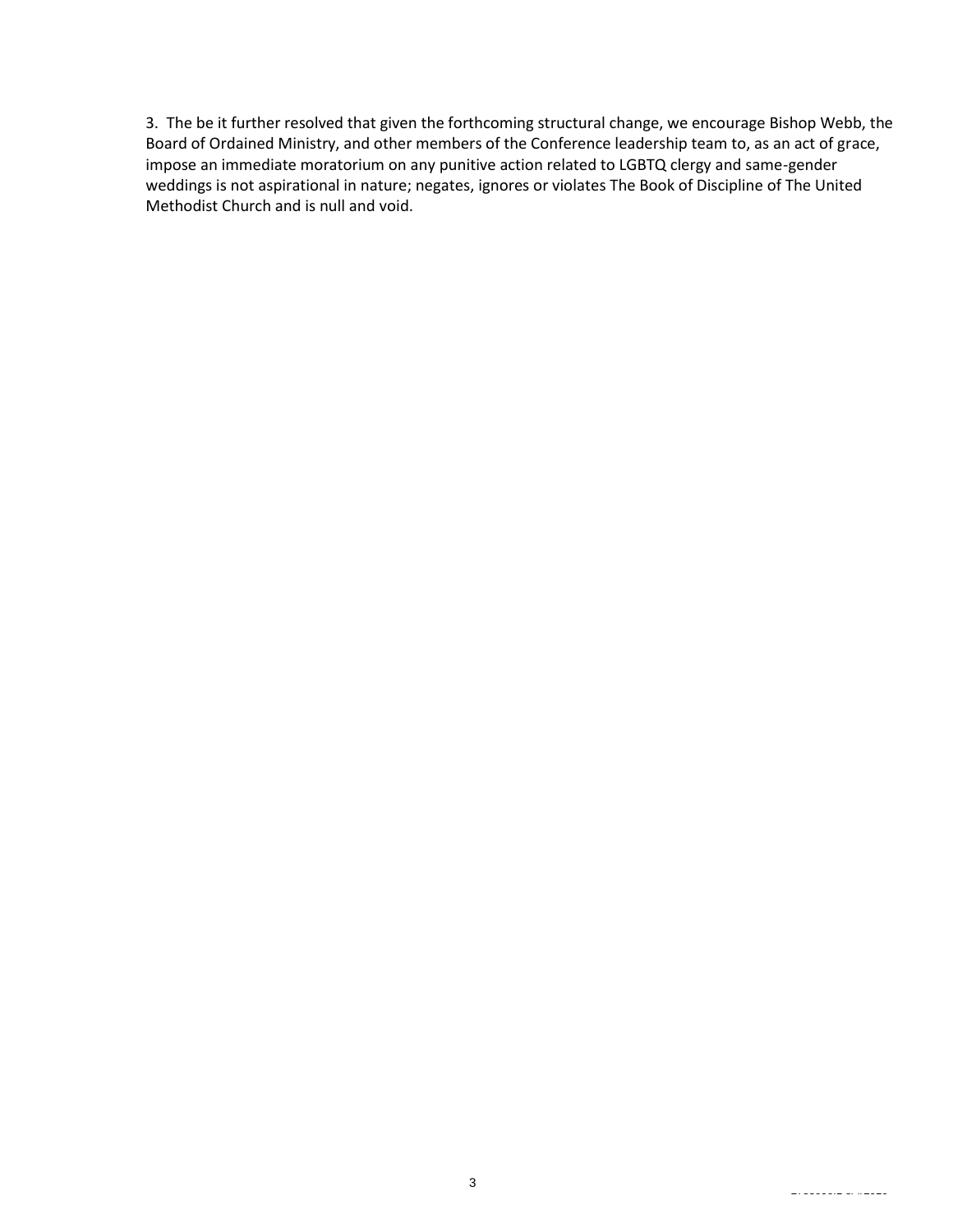3. The be it further resolved that given the forthcoming structural change, we encourage Bishop Webb, the Board of Ordained Ministry, and other members of the Conference leadership team to, as an act of grace, impose an immediate moratorium on any punitive action related to LGBTQ clergy and same-gender weddings is not aspirational in nature; negates, ignores or violates The Book of Discipline of The United Methodist Church and is null and void.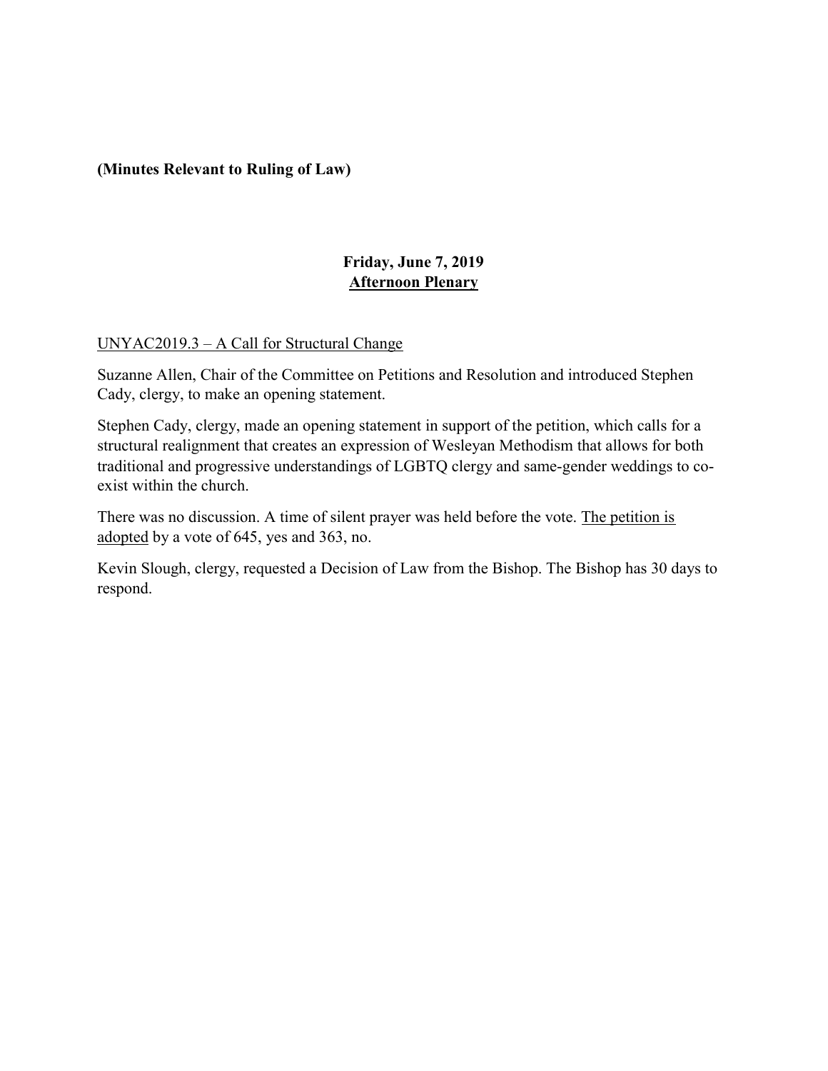**(Minutes Relevant to Ruling of Law)**

**Friday, June 7, 2019**
**Afternoon Plenary**

UNYAC2019.3 – A Call for Structural Change

Suzanne Allen, Chair of the Committee on Petitions and Resolution and introduced Stephen Cady, clergy, to make an opening statement.

Stephen Cady, clergy, made an opening statement in support of the petition, which calls for a structural realignment that creates an expression of Wesleyan Methodism that allows for both traditional and progressive understandings of LGBTQ clergy and same-gender weddings to co-exist within the church.

There was no discussion. A time of silent prayer was held before the vote. The petition is adopted by a vote of 645, yes and 363, no.

Kevin Slough, clergy, requested a Decision of Law from the Bishop. The Bishop has 30 days to respond.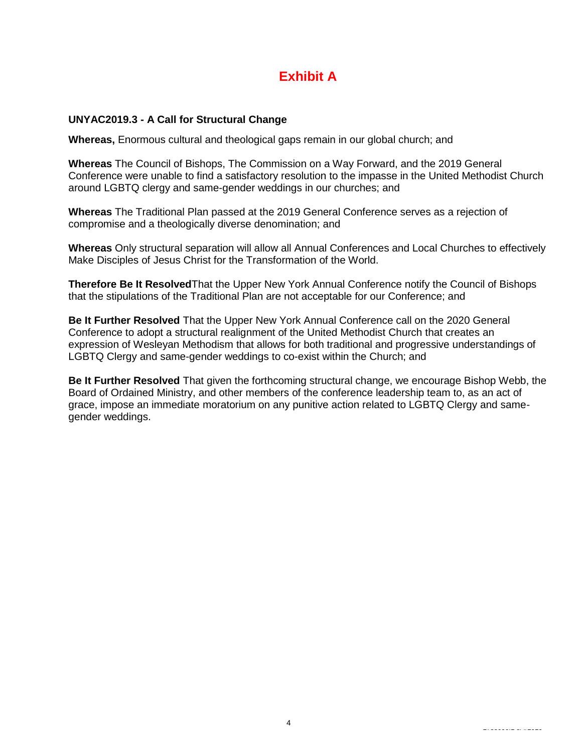# Exhibit A

**UNYAC2019.3 - A Call for Structural Change**

**Whereas,** Enormous cultural and theological gaps remain in our global church; and

**Whereas** The Council of Bishops, The Commission on a Way Forward, and the 2019 General Conference were unable to find a satisfactory resolution to the impasse in the United Methodist Church around LGBTQ clergy and same-gender weddings in our churches; and

**Whereas** The Traditional Plan passed at the 2019 General Conference serves as a rejection of compromise and a theologically diverse denomination; and

**Whereas** Only structural separation will allow all Annual Conferences and Local Churches to effectively Make Disciples of Jesus Christ for the Transformation of the World.

**Therefore Be It Resolved**That the Upper New York Annual Conference notify the Council of Bishops that the stipulations of the Traditional Plan are not acceptable for our Conference; and

**Be It Further Resolved** That the Upper New York Annual Conference call on the 2020 General Conference to adopt a structural realignment of the United Methodist Church that creates an expression of Wesleyan Methodism that allows for both traditional and progressive understandings of LGBTQ Clergy and same-gender weddings to co-exist within the Church; and

**Be It Further Resolved** That given the forthcoming structural change, we encourage Bishop Webb, the Board of Ordained Ministry, and other members of the conference leadership team to, as an act of grace, impose an immediate moratorium on any punitive action related to LGBTQ Clergy and same-gender weddings.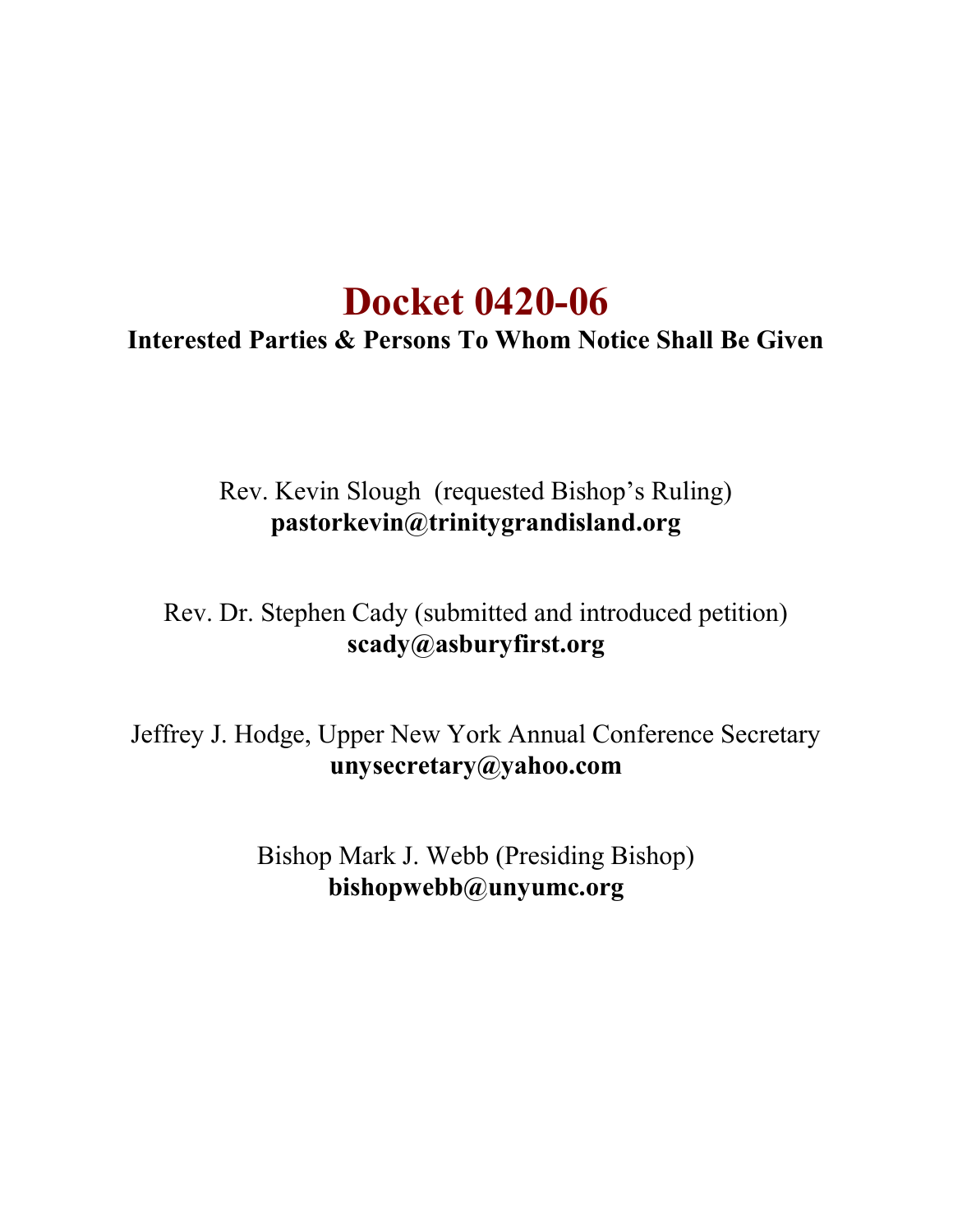# Docket 0420-06

**Interested Parties & Persons To Whom Notice Shall Be Given**

Rev. Kevin Slough (requested Bishop's Ruling)
**pastorkevin@trinitygrandisland.org**

Rev. Dr. Stephen Cady (submitted and introduced petition)
**scady@asburyfirst.org**

Jeffrey J. Hodge, Upper New York Annual Conference Secretary
**unysecretary@yahoo.com**

Bishop Mark J. Webb (Presiding Bishop)
**bishopwebb@unyumc.org**